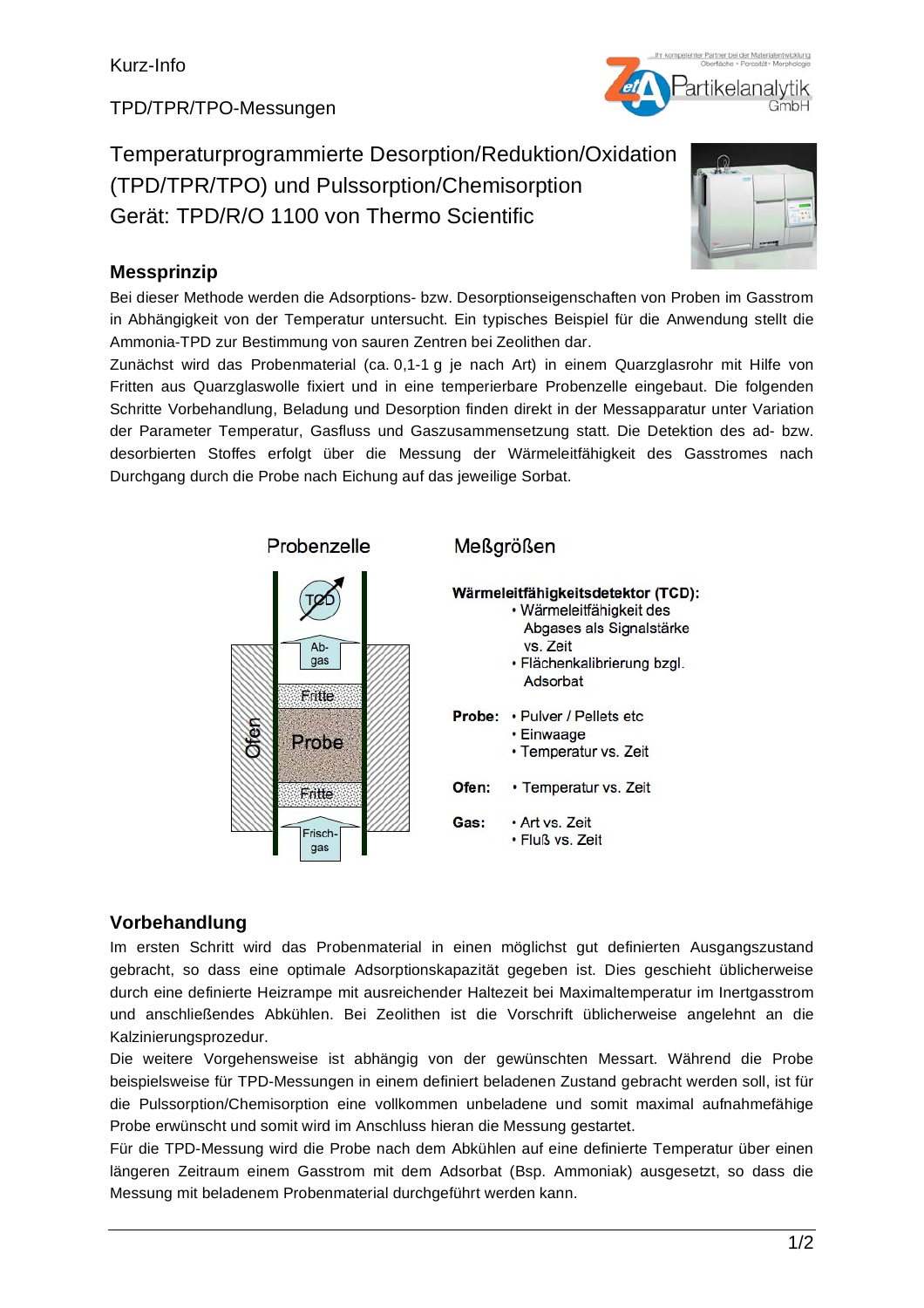Kurz-Info

TPD/TPR/TPO-Messungen

# Temperaturprogrammierte Desorption/Reduktion/Oxidation (TPD/TPR/TPO) und Pulssorption/Chemisorption
# Gerät: TPD/R/O 1100 von Thermo Scientific

## Messprinzip

Bei dieser Methode werden die Adsorptions- bzw. Desorptionseigenschaften von Proben im Gasstrom in Abhängigkeit von der Temperatur untersucht. Ein typisches Beispiel für die Anwendung stellt die Ammonia-TPD zur Bestimmung von sauren Zentren bei Zeolithen dar.

Zunächst wird das Probenmaterial (ca. 0,1-1 g je nach Art) in einem Quarzglasrohr mit Hilfe von Fritten aus Quarzglaswolle fixiert und in eine temperierbare Probenzelle eingebaut. Die folgenden Schritte Vorbehandlung, Beladung und Desorption finden direkt in der Messapparatur unter Variation der Parameter Temperatur, Gasfluss und Gaszusammensetzung statt. Die Detektion des ad- bzw. desorbierten Stoffes erfolgt über die Messung der Wärmeleitfähigkeit des Gasstromes nach Durchgang durch die Probe nach Eichung auf das jeweilige Sorbat.

Probenzelle

TCD – Ab-gas – Fritte – Probe – Fritte – Frisch-gas – Ofen

Meßgrößen

**Wärmeleitfähigkeitsdetektor (TCD):**
- Wärmeleitfähigkeit des Abgases als Signalstärke vs. Zeit
- Flächenkalibrierung bzgl. Adsorbat

**Probe:**
- Pulver / Pellets etc
- Einwaage
- Temperatur vs. Zeit

**Ofen:**
- Temperatur vs. Zeit

**Gas:**
- Art vs. Zeit
- Fluß vs. Zeit

## Vorbehandlung

Im ersten Schritt wird das Probenmaterial in einen möglichst gut definierten Ausgangszustand gebracht, so dass eine optimale Adsorptionskapazität gegeben ist. Dies geschieht üblicherweise durch eine definierte Heizrampe mit ausreichender Haltezeit bei Maximaltemperatur im Inertgasstrom und anschließendes Abkühlen. Bei Zeolithen ist die Vorschrift üblicherweise angelehnt an die Kalzinierungsprozedur.

Die weitere Vorgehensweise ist abhängig von der gewünschten Messart. Während die Probe beispielsweise für TPD-Messungen in einem definiert beladenen Zustand gebracht werden soll, ist für die Pulssorption/Chemisorption eine vollkommen unbeladene und somit maximal aufnahmefähige Probe erwünscht und somit wird im Anschluss hieran die Messung gestartet.

Für die TPD-Messung wird die Probe nach dem Abkühlen auf eine definierte Temperatur über einen längeren Zeitraum einem Gasstrom mit dem Adsorbat (Bsp. Ammoniak) ausgesetzt, so dass die Messung mit beladenem Probenmaterial durchgeführt werden kann.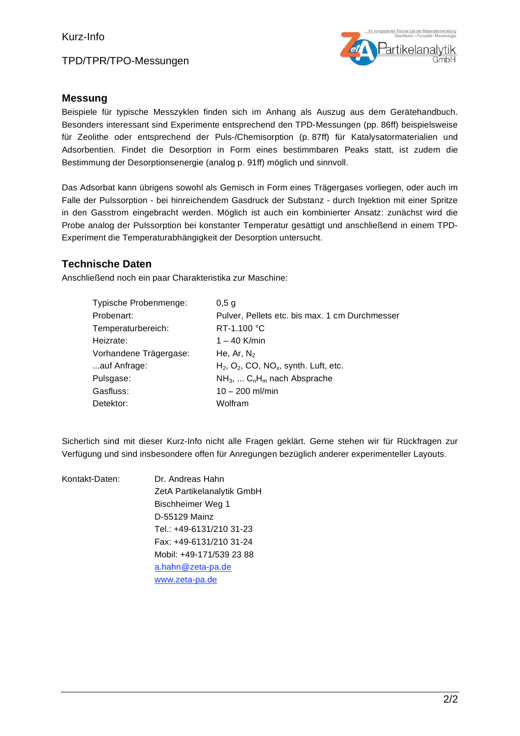## Messung

Beispiele für typische Messzyklen finden sich im Anhang als Auszug aus dem Gerätehandbuch. Besonders interessant sind Experimente entsprechend den TPD-Messungen (pp. 86ff) beispielsweise für Zeolithe oder entsprechend der Puls-/Chemisorption (p. 87ff) für Katalysatormaterialien und Adsorbentien. Findet die Desorption in Form eines bestimmbaren Peaks statt, ist zudem die Bestimmung der Desorptionsenergie (analog p. 91ff) möglich und sinnvoll.

Das Adsorbat kann übrigens sowohl als Gemisch in Form eines Trägergases vorliegen, oder auch im Falle der Pulssorption - bei hinreichendem Gasdruck der Substanz - durch Injektion mit einer Spritze in den Gasstrom eingebracht werden. Möglich ist auch ein kombinierter Ansatz: zunächst wird die Probe analog der Pulssorption bei konstanter Temperatur gesättigt und anschließend in einem TPD-Experiment die Temperaturabhängigkeit der Desorption untersucht.

## Technische Daten

Anschließend noch ein paar Charakteristika zur Maschine:

| | |
|---|---|
| Typische Probenmenge: | 0,5 g |
| Probenart: | Pulver, Pellets etc. bis max. 1 cm Durchmesser |
| Temperaturbereich: | RT-1.100 °C |
| Heizrate: | 1 – 40 K/min |
| Vorhandene Trägergase: | He, Ar, $N_2$ |
| ...auf Anfrage: | $H_2$, $O_2$, CO, $NO_x$, synth. Luft, etc. |
| Pulsgase: | $NH_3$, ... $C_nH_m$ nach Absprache |
| Gasfluss: | 10 – 200 ml/min |
| Detektor: | Wolfram |

Sicherlich sind mit dieser Kurz-Info nicht alle Fragen geklärt. Gerne stehen wir für Rückfragen zur Verfügung und sind insbesondere offen für Anregungen bezüglich anderer experimenteller Layouts.

Kontakt-Daten:

Dr. Andreas Hahn
ZetA Partikelanalytik GmbH
Bischheimer Weg 1
D-55129 Mainz
Tel.: +49-6131/210 31-23
Fax: +49-6131/210 31-24
Mobil: +49-171/539 23 88
a.hahn@zeta-pa.de
www.zeta-pa.de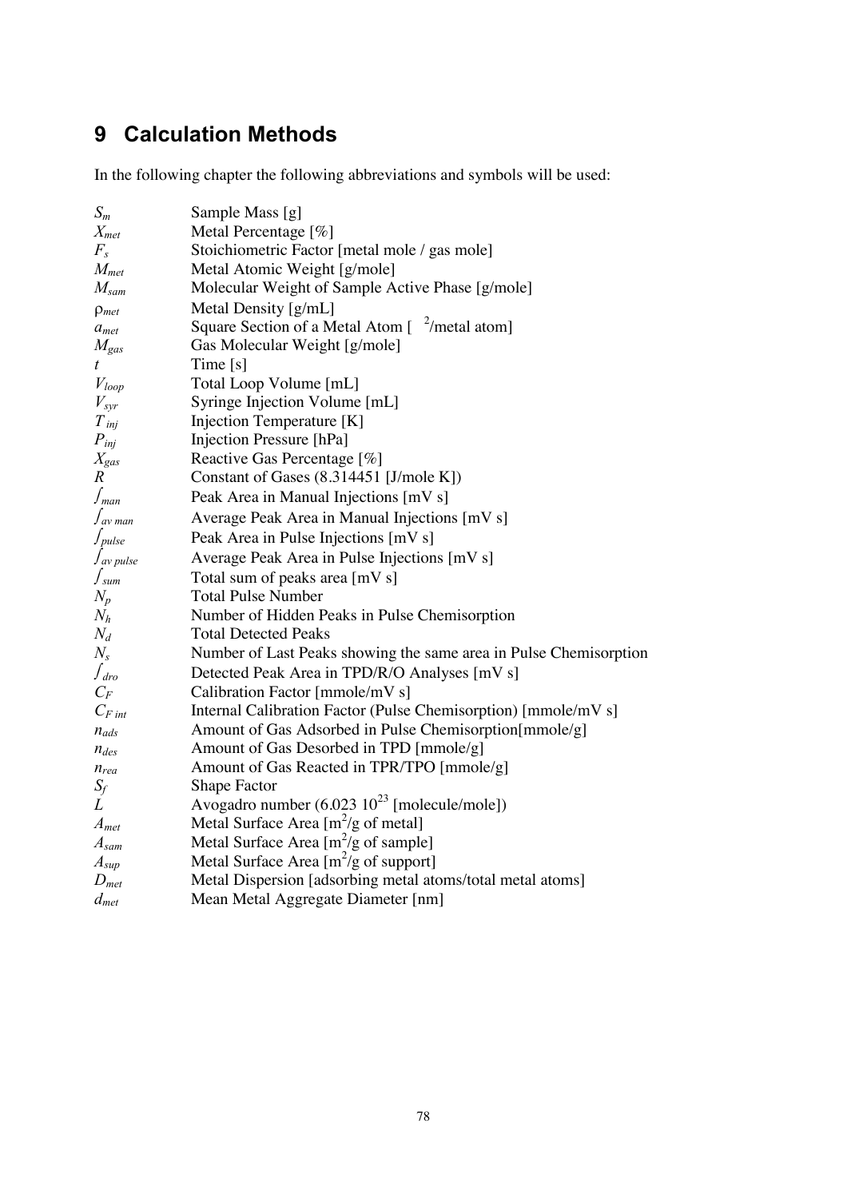# 9 Calculation Methods

In the following chapter the following abbreviations and symbols will be used:

| | |
|---|---|
| $S_m$ | Sample Mass [g] |
| $X_{met}$ | Metal Percentage [%] |
| $F_s$ | Stoichiometric Factor [metal mole / gas mole] |
| $M_{met}$ | Metal Atomic Weight [g/mole] |
| $M_{sam}$ | Molecular Weight of Sample Active Phase [g/mole] |
| $\rho_{met}$ | Metal Density [g/mL] |
| $a_{met}$ | Square Section of a Metal Atom [ $^2$/metal atom] |
| $M_{gas}$ | Gas Molecular Weight [g/mole] |
| $t$ | Time [s] |
| $V_{loop}$ | Total Loop Volume [mL] |
| $V_{syr}$ | Syringe Injection Volume [mL] |
| $T_{inj}$ | Injection Temperature [K] |
| $P_{inj}$ | Injection Pressure [hPa] |
| $X_{gas}$ | Reactive Gas Percentage [%] |
| $R$ | Constant of Gases (8.314451 [J/mole K]) |
| $\int_{man}$ | Peak Area in Manual Injections [mV s] |
| $\int_{av\ man}$ | Average Peak Area in Manual Injections [mV s] |
| $\int_{pulse}$ | Peak Area in Pulse Injections [mV s] |
| $\int_{av\ pulse}$ | Average Peak Area in Pulse Injections [mV s] |
| $\int_{sum}$ | Total sum of peaks area [mV s] |
| $N_p$ | Total Pulse Number |
| $N_h$ | Number of Hidden Peaks in Pulse Chemisorption |
| $N_d$ | Total Detected Peaks |
| $N_s$ | Number of Last Peaks showing the same area in Pulse Chemisorption |
| $\int_{dro}$ | Detected Peak Area in TPD/R/O Analyses [mV s] |
| $C_F$ | Calibration Factor [mmole/mV s] |
| $C_{F\ int}$ | Internal Calibration Factor (Pulse Chemisorption) [mmole/mV s] |
| $n_{ads}$ | Amount of Gas Adsorbed in Pulse Chemisorption[mmole/g] |
| $n_{des}$ | Amount of Gas Desorbed in TPD [mmole/g] |
| $n_{rea}$ | Amount of Gas Reacted in TPR/TPO [mmole/g] |
| $S_f$ | Shape Factor |
| $L$ | Avogadro number ($6.023\ 10^{23}$ [molecule/mole]) |
| $A_{met}$ | Metal Surface Area [$m^2$/g of metal] |
| $A_{sam}$ | Metal Surface Area [$m^2$/g of sample] |
| $A_{sup}$ | Metal Surface Area [$m^2$/g of support] |
| $D_{met}$ | Metal Dispersion [adsorbing metal atoms/total metal atoms] |
| $d_{met}$ | Mean Metal Aggregate Diameter [nm] |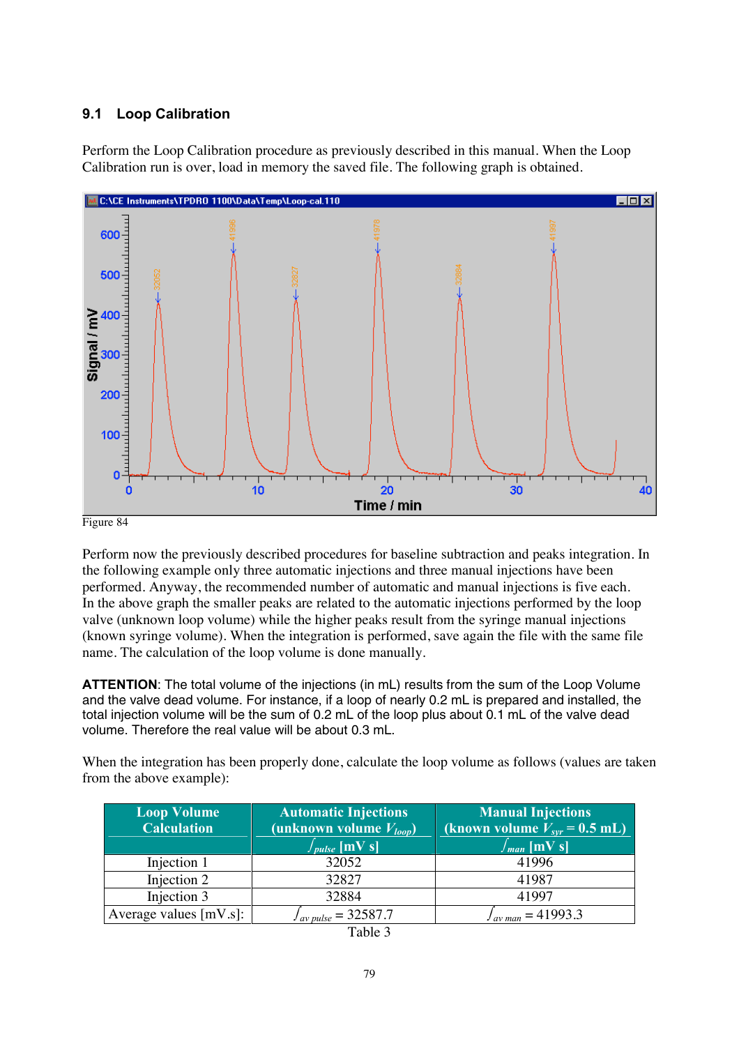## 9.1 Loop Calibration

Perform the Loop Calibration procedure as previously described in this manual. When the Loop Calibration run is over, load in memory the saved file. The following graph is obtained.

Figure 84

Perform now the previously described procedures for baseline subtraction and peaks integration. In the following example only three automatic injections and three manual injections have been performed. Anyway, the recommended number of automatic and manual injections is five each. In the above graph the smaller peaks are related to the automatic injections performed by the loop valve (unknown loop volume) while the higher peaks result from the syringe manual injections (known syringe volume). When the integration is performed, save again the file with the same file name. The calculation of the loop volume is done manually.

**ATTENTION**: The total volume of the injections (in mL) results from the sum of the Loop Volume and the valve dead volume. For instance, if a loop of nearly 0.2 mL is prepared and installed, the total injection volume will be the sum of 0.2 mL of the loop plus about 0.1 mL of the valve dead volume. Therefore the real value will be about 0.3 mL.

When the integration has been properly done, calculate the loop volume as follows (values are taken from the above example):

| Loop Volume Calculation | Automatic Injections (unknown volume $V_{loop}$) $\int_{pulse}$ [mV s] | Manual Injections (known volume $V_{syr}$ = 0.5 mL) $\int_{man}$ [mV s] |
|---|---|---|
| Injection 1 | 32052 | 41996 |
| Injection 2 | 32827 | 41987 |
| Injection 3 | 32884 | 41997 |
| Average values [mV.s]: | $\int_{av\ pulse}$ = 32587.7 | $\int_{av\ man}$ = 41993.3 |

Table 3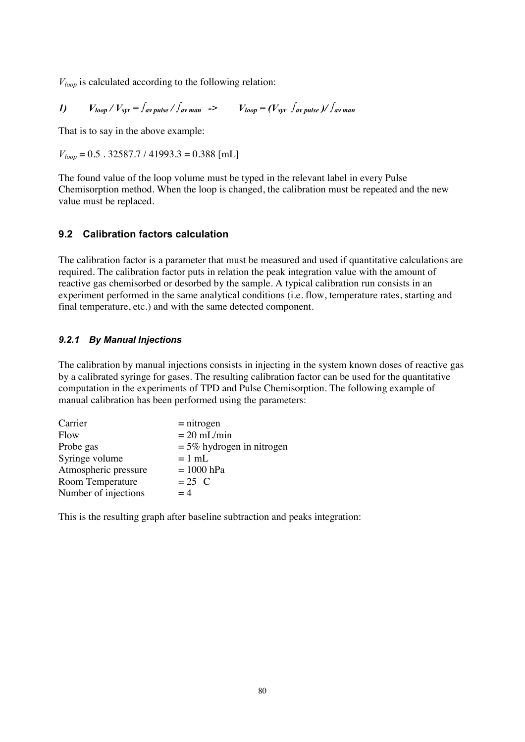$V_{loop}$ is calculated according to the following relation:

$$1) \qquad V_{loop} / V_{syr} = \int_{av\ pulse} / \int_{av\ man} \quad -> \qquad V_{loop} = (V_{syr} \int_{av\ pulse}) / \int_{av\ man}$$

That is to say in the above example:

$V_{loop} = 0.5 \cdot 32587.7 / 41993.3 = 0.388$ [mL]

The found value of the loop volume must be typed in the relevant label in every Pulse Chemisorption method. When the loop is changed, the calibration must be repeated and the new value must be replaced.

## 9.2 Calibration factors calculation

The calibration factor is a parameter that must be measured and used if quantitative calculations are required. The calibration factor puts in relation the peak integration value with the amount of reactive gas chemisorbed or desorbed by the sample. A typical calibration run consists in an experiment performed in the same analytical conditions (i.e. flow, temperature rates, starting and final temperature, etc.) and with the same detected component.

### *9.2.1 By Manual Injections*

The calibration by manual injections consists in injecting in the system known doses of reactive gas by a calibrated syringe for gases. The resulting calibration factor can be used for the quantitative computation in the experiments of TPD and Pulse Chemisorption. The following example of manual calibration has been performed using the parameters:

| | |
|---|---|
| Carrier | = nitrogen |
| Flow | = 20 mL/min |
| Probe gas | = 5% hydrogen in nitrogen |
| Syringe volume | = 1 mL |
| Atmospheric pressure | = 1000 hPa |
| Room Temperature | = 25 C |
| Number of injections | = 4 |

This is the resulting graph after baseline subtraction and peaks integration: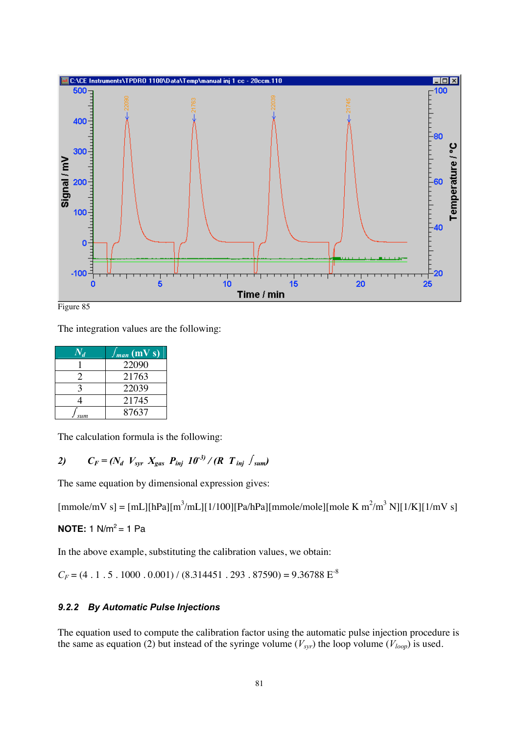Figure 85

The integration values are the following:

| $N_d$ | $\int_{man}$ (mV s) |
|---|---|
| 1 | 22090 |
| 2 | 21763 |
| 3 | 22039 |
| 4 | 21745 |
| $\int_{sum}$ | 87637 |

The calculation formula is the following:

*2)* $$C_F = (N_d \; V_{syr} \; X_{gas} \; P_{inj} \; 10^{-3}) \,/\, (R \; T_{inj} \; \int_{sum})$$

The same equation by dimensional expression gives:

[mmole/mV s] = [mL][hPa][$m^3$/mL][1/100][Pa/hPa][mmole/mole][mole K $m^2/m^3$ N][1/K][1/mV s]

**NOTE:** 1 $N/m^2$ = 1 Pa

In the above example, substituting the calibration values, we obtain:

$C_F$ = (4 . 1 . 5 . 1000 . 0.001) / (8.314451 . 293 . 87590) = 9.36788 $E^{-8}$

### *9.2.2 By Automatic Pulse Injections*

The equation used to compute the calibration factor using the automatic pulse injection procedure is the same as equation (2) but instead of the syringe volume ($V_{syr}$) the loop volume ($V_{loop}$) is used.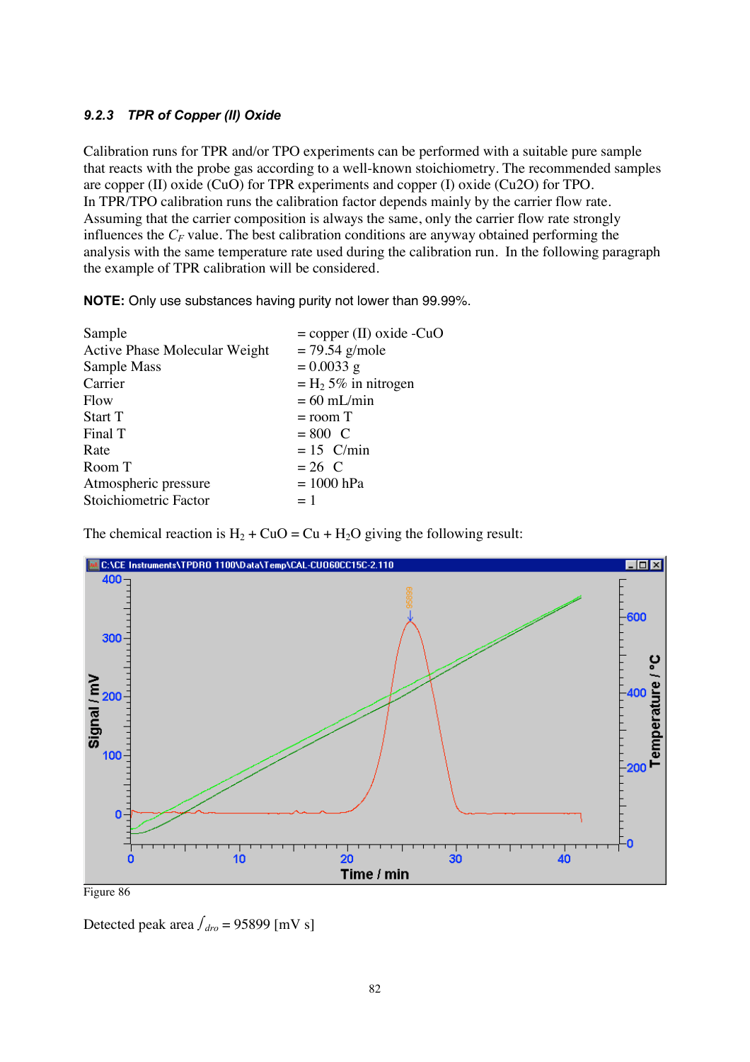### 9.2.3 *TPR of Copper (II) Oxide*

Calibration runs for TPR and/or TPO experiments can be performed with a suitable pure sample that reacts with the probe gas according to a well-known stoichiometry. The recommended samples are copper (II) oxide (CuO) for TPR experiments and copper (I) oxide (Cu2O) for TPO.
In TPR/TPO calibration runs the calibration factor depends mainly by the carrier flow rate. Assuming that the carrier composition is always the same, only the carrier flow rate strongly influences the $C_F$ value. The best calibration conditions are anyway obtained performing the analysis with the same temperature rate used during the calibration run. In the following paragraph the example of TPR calibration will be considered.

**NOTE:** Only use substances having purity not lower than 99.99%.

| | |
|---|---|
| Sample | = copper (II) oxide -CuO |
| Active Phase Molecular Weight | = 79.54 g/mole |
| Sample Mass | = 0.0033 g |
| Carrier | = $H_2$ 5% in nitrogen |
| Flow | = 60 mL/min |
| Start T | = room T |
| Final T | = 800 C |
| Rate | = 15 C/min |
| Room T | = 26 C |
| Atmospheric pressure | = 1000 hPa |
| Stoichiometric Factor | = 1 |

The chemical reaction is $H_2 + CuO = Cu + H_2O$ giving the following result:

Figure 86

Detected peak area $\int_{dro}$ = 95899 [mV s]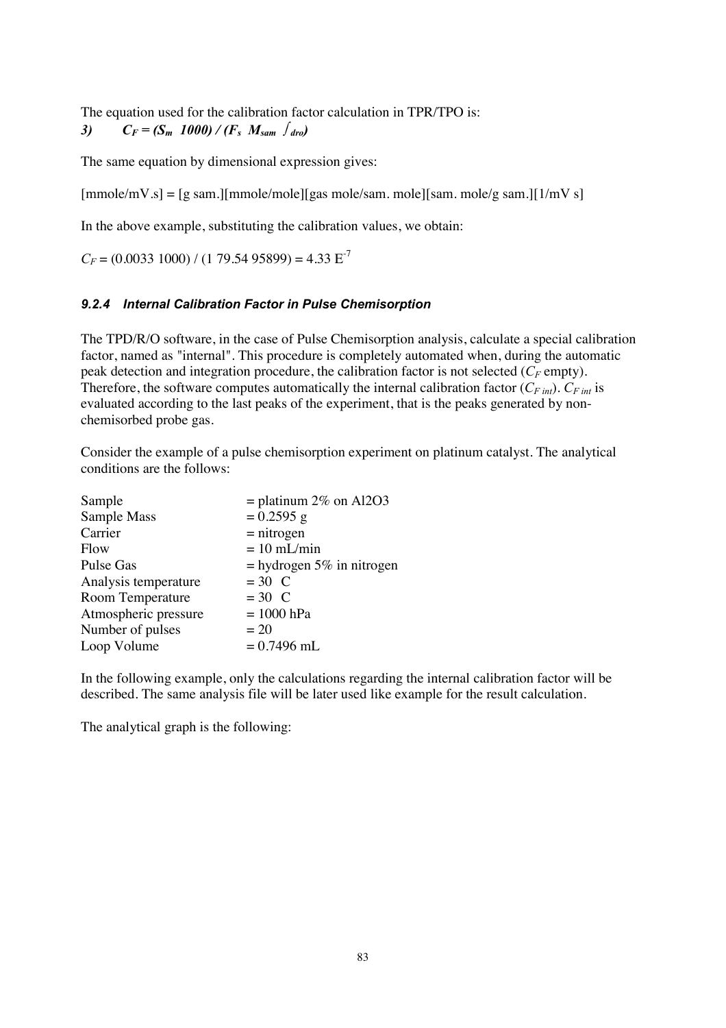The equation used for the calibration factor calculation in TPR/TPO is:

$$3) \qquad C_F = (S_m \;\; 1000) / (F_s \;\; M_{sam} \;\; \int_{dro})$$

The same equation by dimensional expression gives:

[mmole/mV.s] = [g sam.][mmole/mole][gas mole/sam. mole][sam. mole/g sam.][1/mV s]

In the above example, substituting the calibration values, we obtain:

$C_F = (0.0033 \;\; 1000) / (1 \;\; 79.54 \;\; 95899) = 4.33 \; E^{-7}$

#### *9.2.4 Internal Calibration Factor in Pulse Chemisorption*

The TPD/R/O software, in the case of Pulse Chemisorption analysis, calculate a special calibration factor, named as "internal". This procedure is completely automated when, during the automatic peak detection and integration procedure, the calibration factor is not selected ($C_F$ empty). Therefore, the software computes automatically the internal calibration factor ($C_{F\,int}$). $C_{F\,int}$ is evaluated according to the last peaks of the experiment, that is the peaks generated by non-chemisorbed probe gas.

Consider the example of a pulse chemisorption experiment on platinum catalyst. The analytical conditions are the follows:

| | |
|---|---|
| Sample | = platinum 2% on $Al_2O_3$ |
| Sample Mass | = 0.2595 g |
| Carrier | = nitrogen |
| Flow | = 10 mL/min |
| Pulse Gas | = hydrogen 5% in nitrogen |
| Analysis temperature | = 30 C |
| Room Temperature | = 30 C |
| Atmospheric pressure | = 1000 hPa |
| Number of pulses | = 20 |
| Loop Volume | = 0.7496 mL |

In the following example, only the calculations regarding the internal calibration factor will be described. The same analysis file will be later used like example for the result calculation.

The analytical graph is the following: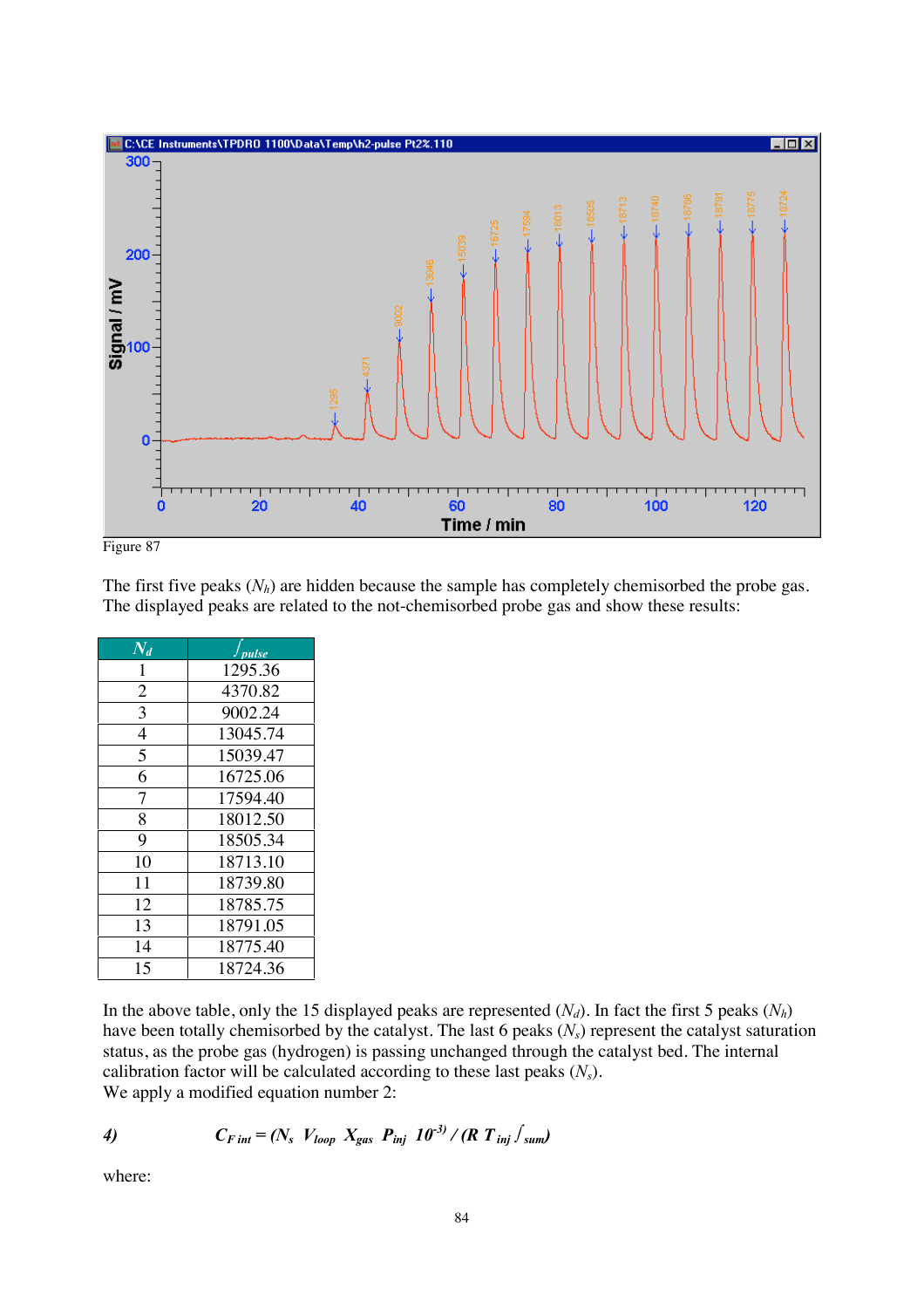Figure 87

The first five peaks ($N_h$) are hidden because the sample has completely chemisorbed the probe gas. The displayed peaks are related to the not-chemisorbed probe gas and show these results:

| $N_d$ | $\int_{pulse}$ |
|---|---|
| 1 | 1295.36 |
| 2 | 4370.82 |
| 3 | 9002.24 |
| 4 | 13045.74 |
| 5 | 15039.47 |
| 6 | 16725.06 |
| 7 | 17594.40 |
| 8 | 18012.50 |
| 9 | 18505.34 |
| 10 | 18713.10 |
| 11 | 18739.80 |
| 12 | 18785.75 |
| 13 | 18791.05 |
| 14 | 18775.40 |
| 15 | 18724.36 |

In the above table, only the 15 displayed peaks are represented ($N_d$). In fact the first 5 peaks ($N_h$) have been totally chemisorbed by the catalyst. The last 6 peaks ($N_s$) represent the catalyst saturation status, as the probe gas (hydrogen) is passing unchanged through the catalyst bed. The internal calibration factor will be calculated according to these last peaks ($N_s$).
We apply a modified equation number 2:

**4)** $$C_{F\,int} = (N_s\ V_{loop}\ X_{gas}\ P_{inj}\ 10^{-3}) / (R\ T_{inj} \int_{sum})$$

where: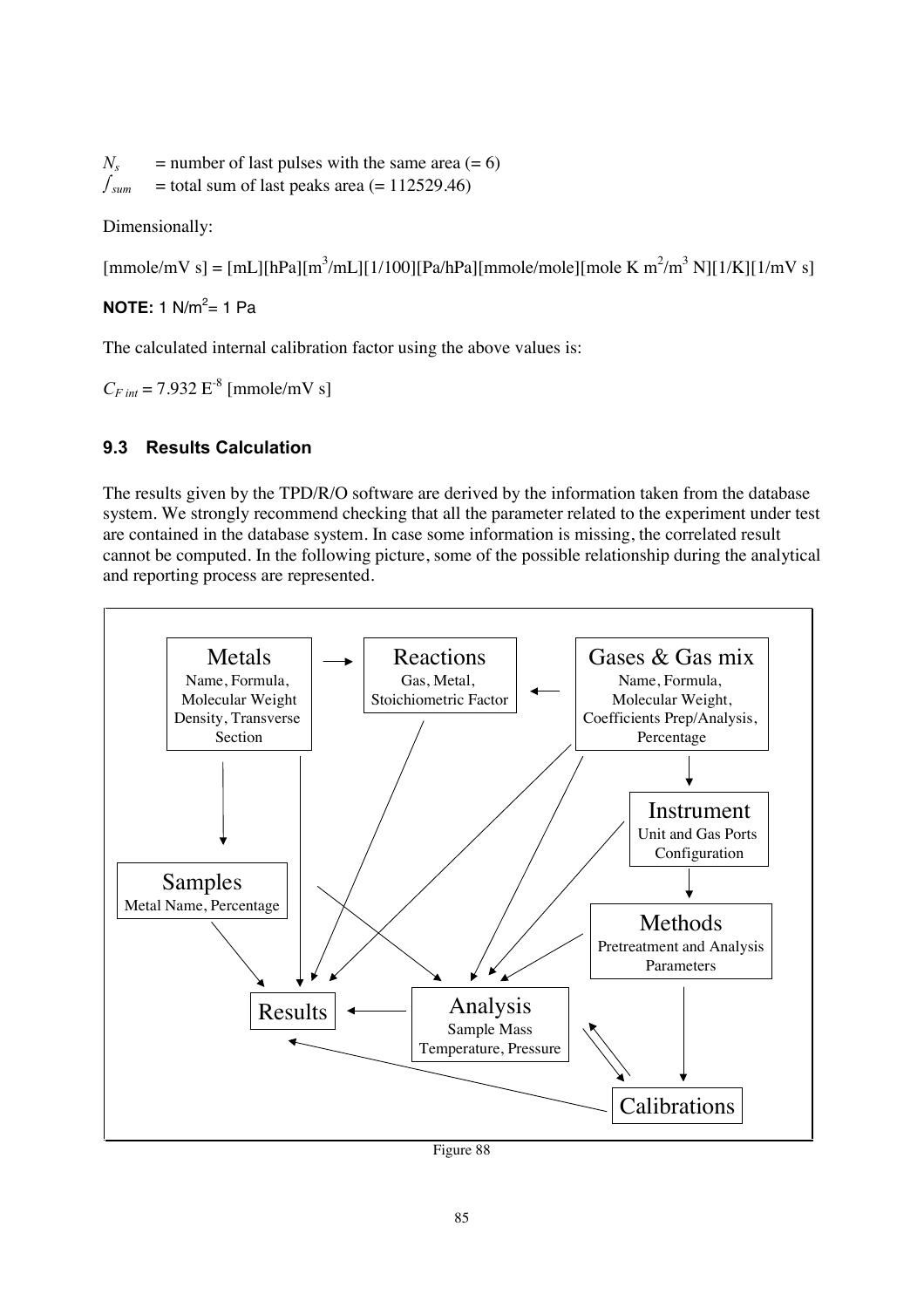$N_s$ = number of last pulses with the same area (= 6)
$\int_{sum}$ = total sum of last peaks area (= 112529.46)

Dimensionally:

[mmole/mV s] = [mL][hPa][m$^3$/mL][1/100][Pa/hPa][mmole/mole][mole K m$^2$/m$^3$ N][1/K][1/mV s]

**NOTE:** 1 N/m$^2$= 1 Pa

The calculated internal calibration factor using the above values is:

$C_{F\,int}$ = 7.932 E$^{-8}$ [mmole/mV s]

### 9.3 Results Calculation

The results given by the TPD/R/O software are derived by the information taken from the database system. We strongly recommend checking that all the parameter related to the experiment under test are contained in the database system. In case some information is missing, the correlated result cannot be computed. In the following picture, some of the possible relationship during the analytical and reporting process are represented.

**Metals**
Name, Formula, Molecular Weight Density, Transverse Section

**Reactions**
Gas, Metal, Stoichiometric Factor

**Gases & Gas mix**
Name, Formula, Molecular Weight, Coefficients Prep/Analysis, Percentage

**Instrument**
Unit and Gas Ports Configuration

**Samples**
Metal Name, Percentage

**Methods**
Pretreatment and Analysis Parameters

**Results**

**Analysis**
Sample Mass Temperature, Pressure

**Calibrations**

Figure 88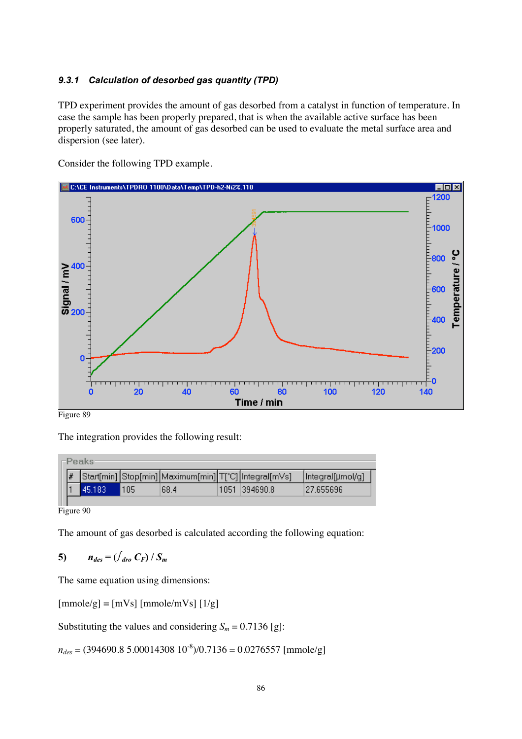### 9.3.1 *Calculation of desorbed gas quantity (TPD)*

TPD experiment provides the amount of gas desorbed from a catalyst in function of temperature. In case the sample has been properly prepared, that is when the available active surface has been properly saturated, the amount of gas desorbed can be used to evaluate the metal surface area and dispersion (see later).

Consider the following TPD example.

Figure 89

The integration provides the following result:

| # | Start[min] | Stop[min] | Maximum[min] | T[°C] | Integral[mVs] | Integral[µmol/g] |
|---|---|---|---|---|---|---|
| 1 | 45.183 | 105 | 68.4 | 1051 | 394690.8 | 27.655696 |

Figure 90

The amount of gas desorbed is calculated according the following equation:

**5)** $$n_{des} = (\int_{dro} C_F) / S_m$$

The same equation using dimensions:

[mmole/g] = [mVs] [mmole/mVs] [1/g]

Substituting the values and considering $S_m = 0.7136$ [g]:

$n_{des} = (394690.8 \; 5.00014308 \; 10^{-8})/0.7136 = 0.0276557$ [mmole/g]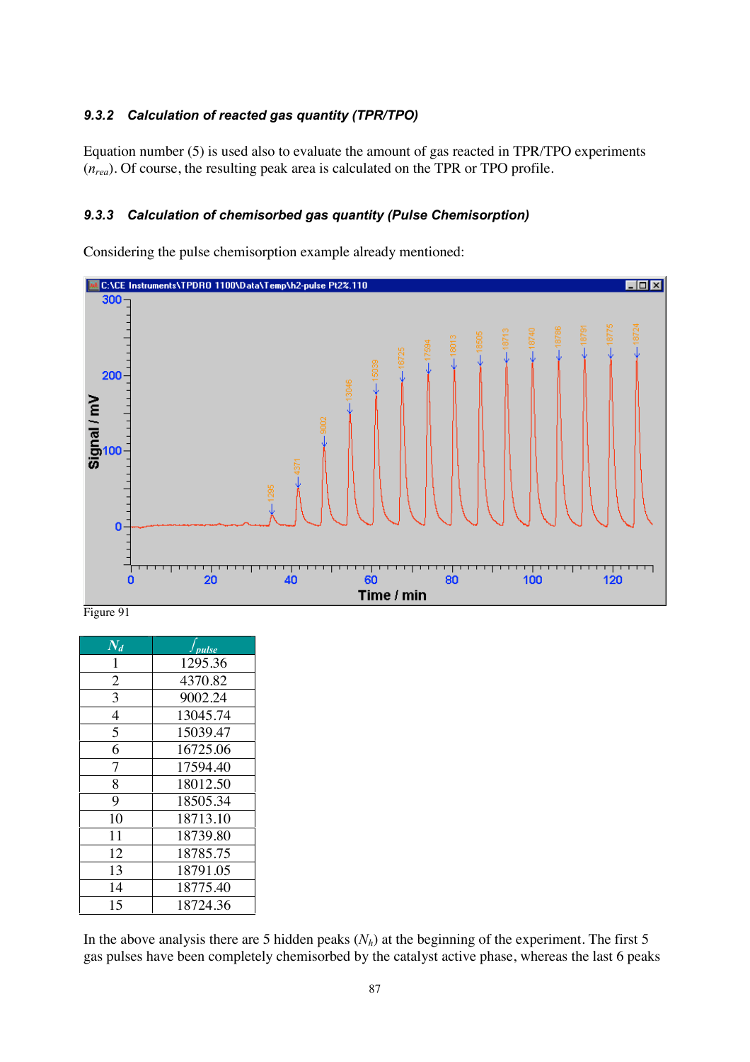### 9.3.2 Calculation of reacted gas quantity (TPR/TPO)

Equation number (5) is used also to evaluate the amount of gas reacted in TPR/TPO experiments ($n_{rea}$). Of course, the resulting peak area is calculated on the TPR or TPO profile.

### 9.3.3 Calculation of chemisorbed gas quantity (Pulse Chemisorption)

Considering the pulse chemisorption example already mentioned:

Figure 91

| $N_d$ | $\int_{pulse}$ |
|---|---|
| 1 | 1295.36 |
| 2 | 4370.82 |
| 3 | 9002.24 |
| 4 | 13045.74 |
| 5 | 15039.47 |
| 6 | 16725.06 |
| 7 | 17594.40 |
| 8 | 18012.50 |
| 9 | 18505.34 |
| 10 | 18713.10 |
| 11 | 18739.80 |
| 12 | 18785.75 |
| 13 | 18791.05 |
| 14 | 18775.40 |
| 15 | 18724.36 |

In the above analysis there are 5 hidden peaks ($N_h$) at the beginning of the experiment. The first 5 gas pulses have been completely chemisorbed by the catalyst active phase, whereas the last 6 peaks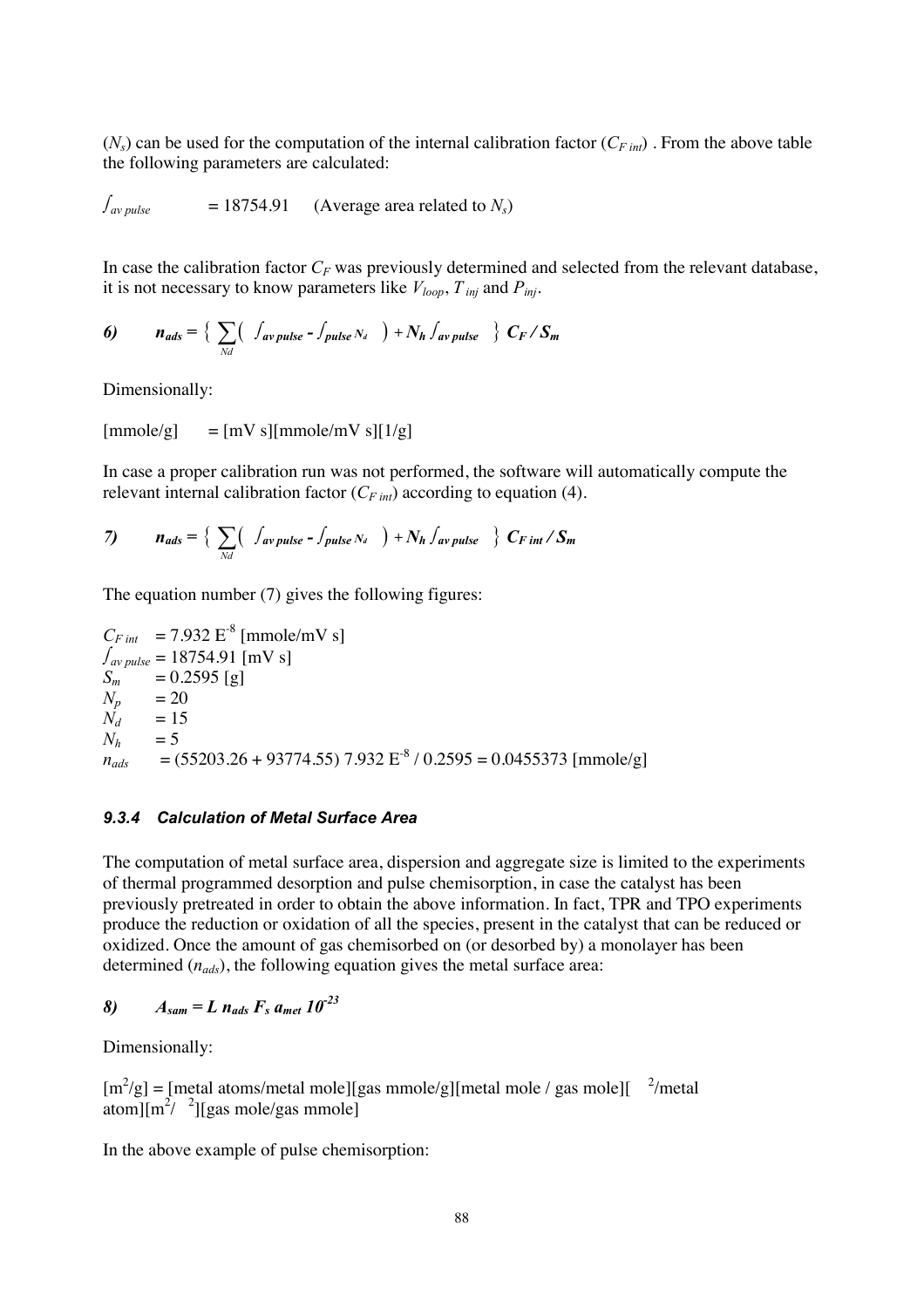($N_s$) can be used for the computation of the internal calibration factor ($C_{F\,int}$) . From the above table the following parameters are calculated:

$\int_{av\,pulse}$ = 18754.91 (Average area related to $N_s$)

In case the calibration factor $C_F$ was previously determined and selected from the relevant database, it is not necessary to know parameters like $V_{loop}$, $T_{inj}$ and $P_{inj}$.

$$6) \qquad n_{ads} = \{ \sum_{Nd} ( \int_{av\,pulse} - \int_{pulse\,N_d} ) + N_h \int_{av\,pulse} \} \; C_F / S_m$$

Dimensionally:

[mmole/g] = [mV s][mmole/mV s][1/g]

In case a proper calibration run was not performed, the software will automatically compute the relevant internal calibration factor ($C_{F\,int}$) according to equation (4).

$$7) \qquad n_{ads} = \{ \sum_{Nd} ( \int_{av\,pulse} - \int_{pulse\,N_d} ) + N_h \int_{av\,pulse} \} \; C_{F\,int} / S_m$$

The equation number (7) gives the following figures:

$C_{F\,int}$ = 7.932 $E^{-8}$ [mmole/mV s]
$\int_{av\,pulse}$ = 18754.91 [mV s]
$S_m$ = 0.2595 [g]
$N_p$ = 20
$N_d$ = 15
$N_h$ = 5
$n_{ads}$ = (55203.26 + 93774.55) 7.932 $E^{-8}$ / 0.2595 = 0.0455373 [mmole/g]

#### *9.3.4 Calculation of Metal Surface Area*

The computation of metal surface area, dispersion and aggregate size is limited to the experiments of thermal programmed desorption and pulse chemisorption, in case the catalyst has been previously pretreated in order to obtain the above information. In fact, TPR and TPO experiments produce the reduction or oxidation of all the species, present in the catalyst that can be reduced or oxidized. Once the amount of gas chemisorbed on (or desorbed by) a monolayer has been determined ($n_{ads}$), the following equation gives the metal surface area:

$$8) \qquad A_{sam} = L \; n_{ads} \; F_s \; a_{met} \; 10^{-23}$$

Dimensionally:

[$m^2$/g] = [metal atoms/metal mole][gas mmole/g][metal mole / gas mole][ $^2$/metal atom][$m^2$/ $^2$][gas mole/gas mmole]

In the above example of pulse chemisorption: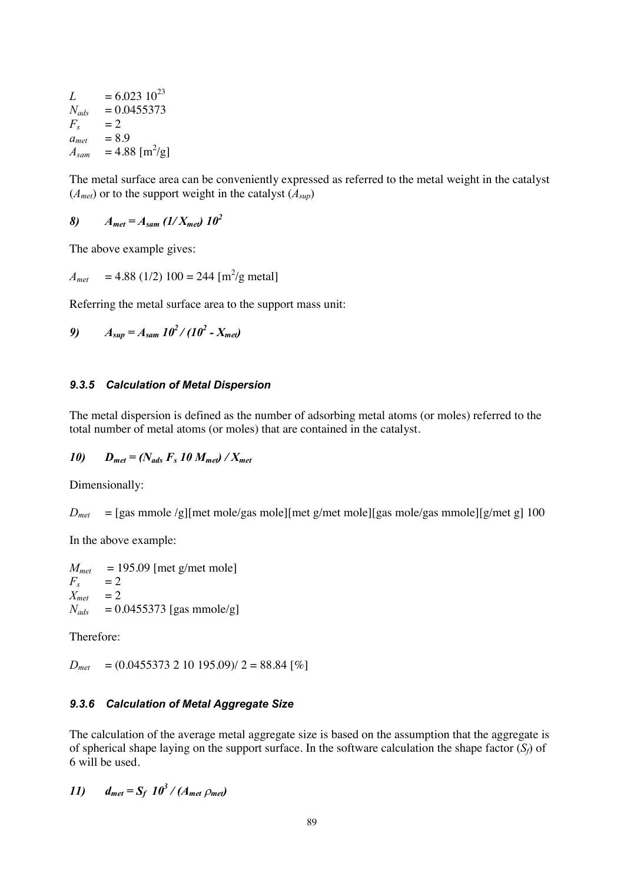$L$ = $6.023\ 10^{23}$
$N_{ads}$ = 0.0455373
$F_s$ = 2
$a_{met}$ = 8.9
$A_{sam}$ = 4.88 [$m^2$/g]

The metal surface area can be conveniently expressed as referred to the metal weight in the catalyst ($A_{met}$) or to the support weight in the catalyst ($A_{sup}$)

***8)*** $A_{met} = A_{sam}\ (1/X_{met})\ 10^2$

The above example gives:

$A_{met}$ = 4.88 (1/2) 100 = 244 [$m^2$/g metal]

Referring the metal surface area to the support mass unit:

***9)*** $A_{sup} = A_{sam}\ 10^2 / (10^2 - X_{met})$

#### *9.3.5 Calculation of Metal Dispersion*

The metal dispersion is defined as the number of adsorbing metal atoms (or moles) referred to the total number of metal atoms (or moles) that are contained in the catalyst.

***10)*** $D_{met} = (N_{ads}\ F_s\ 10\ M_{met}) / X_{met}$

Dimensionally:

$D_{met}$ = [gas mmole /g][met mole/gas mole][met g/met mole][gas mole/gas mmole][g/met g] 100

In the above example:

$M_{met}$ = 195.09 [met g/met mole]
$F_s$ = 2
$X_{met}$ = 2
$N_{ads}$ = 0.0455373 [gas mmole/g]

Therefore:

$D_{met}$ = (0.0455373 2 10 195.09)/ 2 = 88.84 [%]

#### *9.3.6 Calculation of Metal Aggregate Size*

The calculation of the average metal aggregate size is based on the assumption that the aggregate is of spherical shape laying on the support surface. In the software calculation the shape factor ($S_f$) of 6 will be used.

***11)*** $d_{met} = S_f\ 10^3 / (A_{met}\ \rho_{met})$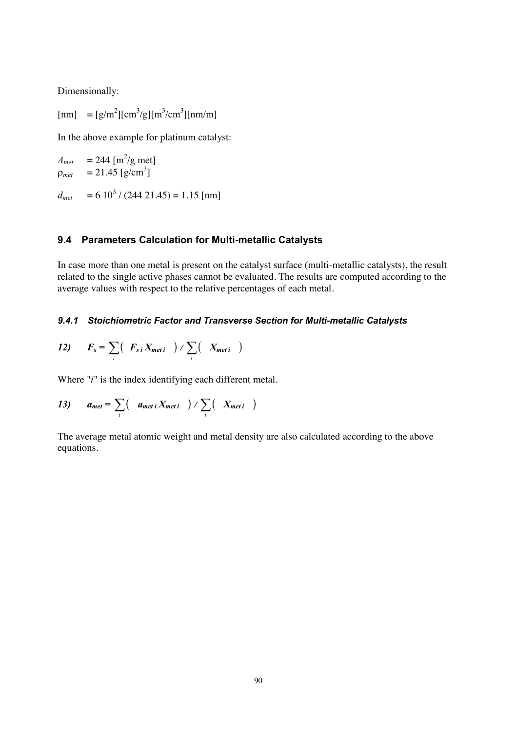Dimensionally:

$[\text{nm}] = [\text{g/m}^2][\text{cm}^3/\text{g}][\text{m}^3/\text{cm}^3][\text{nm/m}]$

In the above example for platinum catalyst:

$A_{met} = 244\ [\text{m}^2/\text{g met}]$
$\rho_{met} = 21.45\ [\text{g/cm}^3]$

$d_{met} = 6\ 10^3 / (244\ 21.45) = 1.15\ [\text{nm}]$

## 9.4 Parameters Calculation for Multi-metallic Catalysts

In case more than one metal is present on the catalyst surface (multi-metallic catalysts), the result related to the single active phases cannot be evaluated. The results are computed according to the average values with respect to the relative percentages of each metal.

### *9.4.1 Stoichiometric Factor and Transverse Section for Multi-metallic Catalysts*

$$\textit{12)} \qquad F_s = \sum_i \left( F_{s\,i} X_{met\,i} \right) / \sum_i \left( X_{met\,i} \right)$$

Where "$i$" is the index identifying each different metal.

$$\textit{13)} \qquad a_{met} = \sum_i \left( a_{met\,i} X_{met\,i} \right) / \sum_i \left( X_{met\,i} \right)$$

The average metal atomic weight and metal density are also calculated according to the above equations.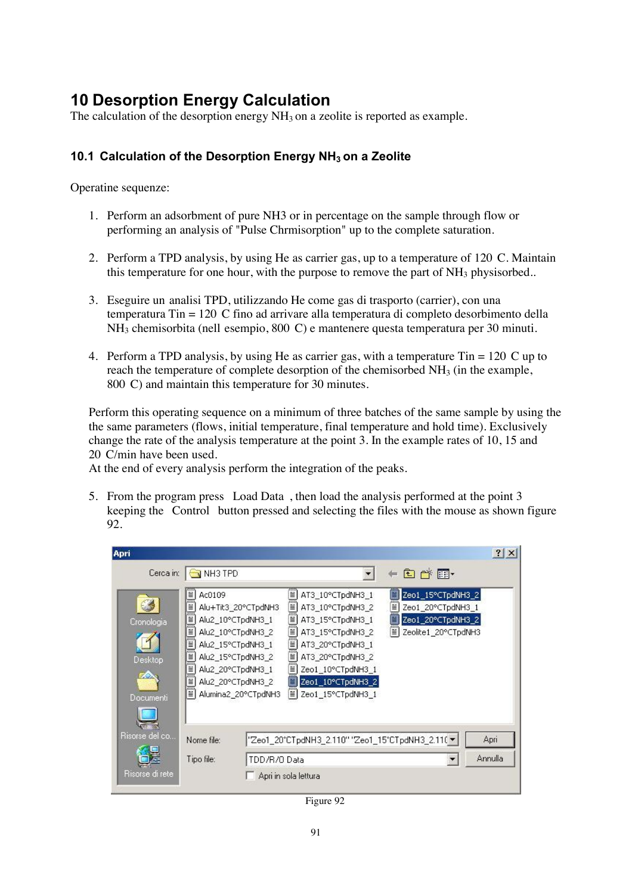# 10 Desorption Energy Calculation

The calculation of the desorption energy $NH_3$ on a zeolite is reported as example.

## 10.1 Calculation of the Desorption Energy $NH_3$ on a Zeolite

Operatine sequenze:

1. Perform an adsorbment of pure NH3 or in percentage on the sample through flow or performing an analysis of "Pulse Chrmisorption" up to the complete saturation.

2. Perform a TPD analysis, by using He as carrier gas, up to a temperature of 120 C. Maintain this temperature for one hour, with the purpose to remove the part of $NH_3$ physisorbed..

3. Eseguire un analisi TPD, utilizzando He come gas di trasporto (carrier), con una temperatura Tin = 120 C fino ad arrivare alla temperatura di completo desorbimento della $NH_3$ chemisorbita (nell esempio, 800 C) e mantenere questa temperatura per 30 minuti.

4. Perform a TPD analysis, by using He as carrier gas, with a temperature Tin = 120 C up to reach the temperature of complete desorption of the chemisorbed $NH_3$ (in the example, 800 C) and maintain this temperature for 30 minutes.

Perform this operating sequence on a minimum of three batches of the same sample by using the the same parameters (flows, initial temperature, final temperature and hold time). Exclusively change the rate of the analysis temperature at the point 3. In the example rates of 10, 15 and 20 C/min have been used.
At the end of every analysis perform the integration of the peaks.

5. From the program press Load Data , then load the analysis performed at the point 3 keeping the Control button pressed and selecting the files with the mouse as shown figure 92.

Figure 92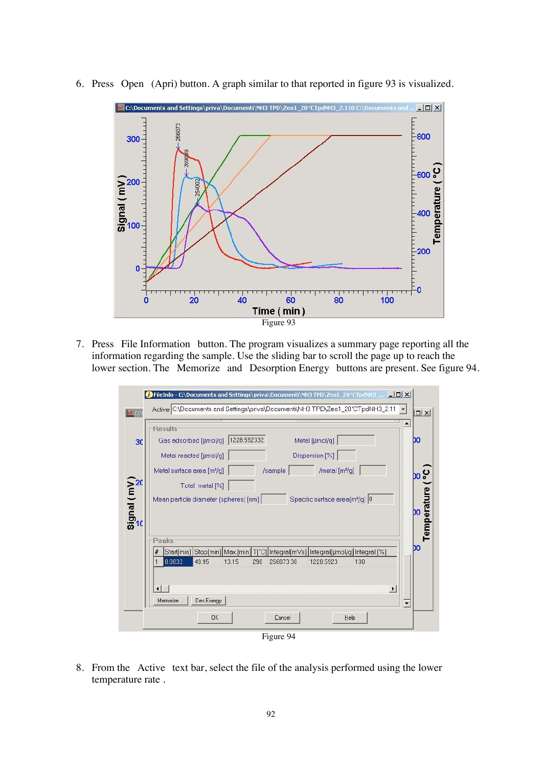6. Press Open (Apri) button. A graph similar to that reported in figure 93 is visualized.

Figure 93

7. Press File Information button. The program visualizes a summary page reporting all the information regarding the sample. Use the sliding bar to scroll the page up to reach the lower section. The Memorize and Desorption Energy buttons are present. See figure 94.

Figure 94

8. From the Active text bar, select the file of the analysis performed using the lower temperature rate .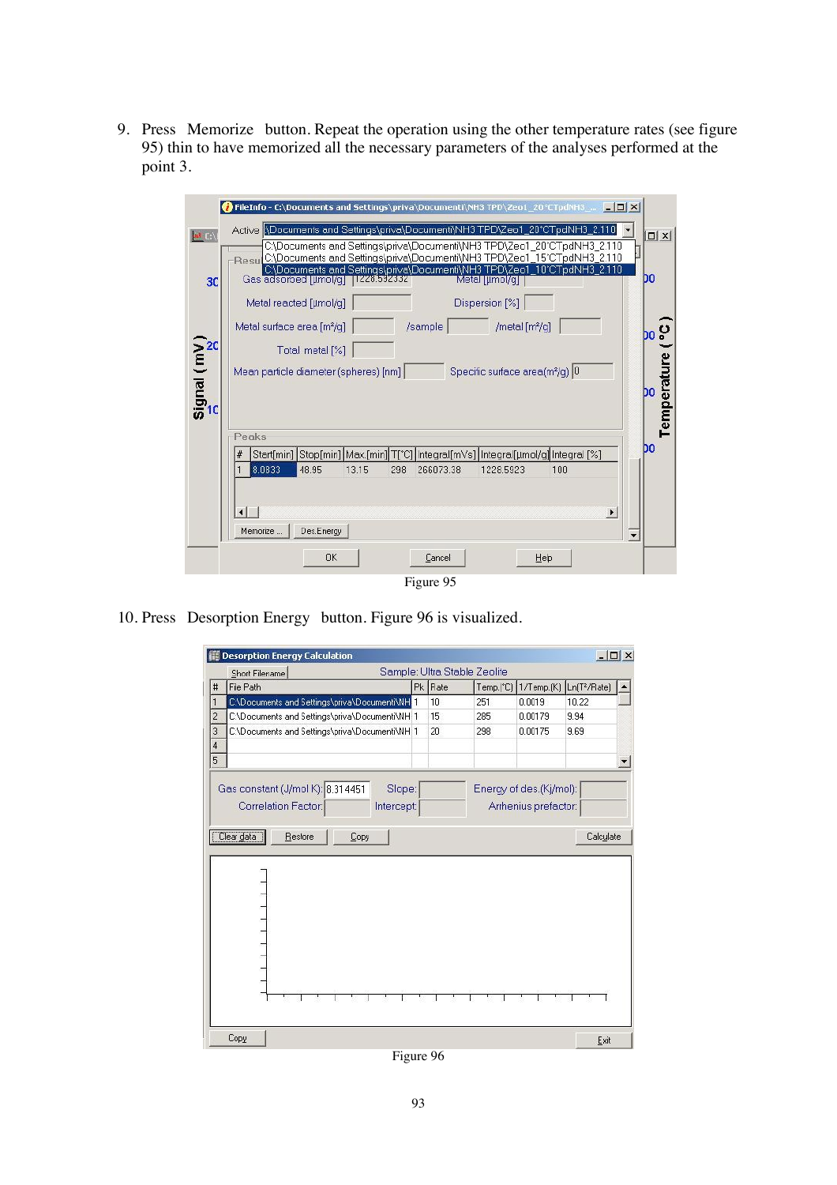9. Press Memorize button. Repeat the operation using the other temperature rates (see figure 95) thin to have memorized all the necessary parameters of the analyses performed at the point 3.

Figure 95

10. Press Desorption Energy button. Figure 96 is visualized.

Figure 96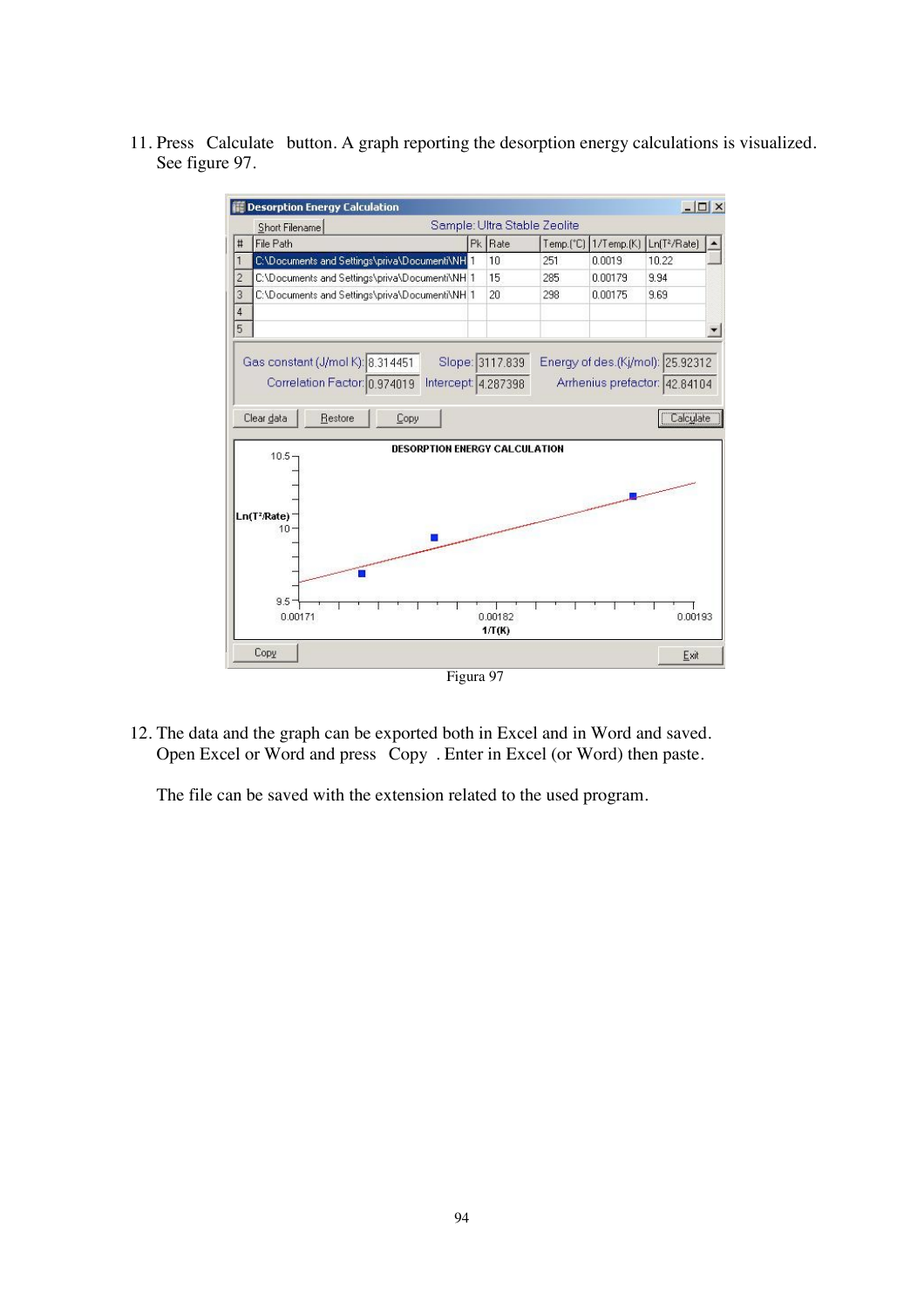11. Press Calculate button. A graph reporting the desorption energy calculations is visualized. See figure 97.

Desorption Energy Calculation

Sample: Ultra Stable Zeolite

| # | File Path | Pk | Rate | Temp.(°C) | 1/Temp.(K) | Ln(T²/Rate) |
|---|---|---|---|---|---|---|
| 1 | C:\Documents and Settings\priva\Documenti\NH | 1 | 10 | 251 | 0.0019 | 10.22 |
| 2 | C:\Documents and Settings\priva\Documenti\NH | 1 | 15 | 285 | 0.00179 | 9.94 |
| 3 | C:\Documents and Settings\priva\Documenti\NH | 1 | 20 | 298 | 0.00175 | 9.69 |
| 4 | | | | | | |
| 5 | | | | | | |

Gas constant (J/mol K): 8.314451 Slope: 3117.839 Energy of des.(Kj/mol): 25.92312

Correlation Factor: 0.974019 Intercept: 4.287398 Arrhenius prefactor: 42.84104

Clear data Restore Copy Calculate

DESORPTION ENERGY CALCULATION

Ln(T²/Rate)

10.5

10

9.5

0.00171

0.00182

0.00193

1/T(K)

Copy Exit

Figura 97

12. The data and the graph can be exported both in Excel and in Word and saved. Open Excel or Word and press Copy . Enter in Excel (or Word) then paste.

    The file can be saved with the extension related to the used program.